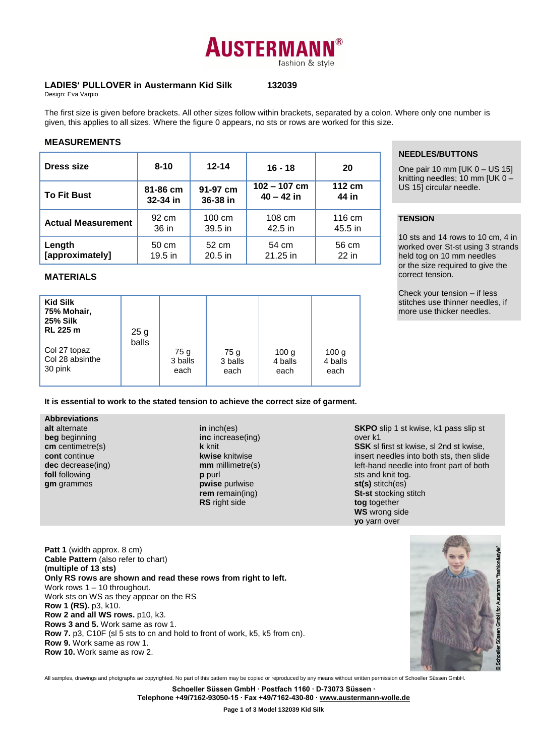# AUSTERMANN® fashion & style

**LADIES' PULLOVER in Austermann Kid Silk** **132039**

Design: Eva Varpio

The first size is given before brackets. All other sizes follow within brackets, separated by a colon. Where only one number is given, this applies to all sizes. Where the figure 0 appears, no sts or rows are worked for this size.

## MEASUREMENTS

| Dress size | 8-10 | 12-14 | 16 - 18 | 20 |
|---|---|---|---|---|
| **To Fit Bust** | **81-86 cm 32-34 in** | **91-97 cm 36-38 in** | **102 – 107 cm 40 – 42 in** | **112 cm 44 in** |
| **Actual Measurement** | 92 cm 36 in | 100 cm 39.5 in | 108 cm 42.5 in | 116 cm 45.5 in |
| **Length [approximately]** | 50 cm 19.5 in | 52 cm 20.5 in | 54 cm 21.25 in | 56 cm 22 in |

## MATERIALS

| **Kid Silk 75% Mohair, 25% Silk RL 225 m** Col 27 topaz Col 28 absinthe 30 pink | 25 g balls | 75 g 3 balls each | 75 g 3 balls each | 100 g 4 balls each | 100 g 4 balls each |
|---|---|---|---|---|---|

**It is essential to work to the stated tension to achieve the correct size of garment.**

### NEEDLES/BUTTONS

One pair 10 mm [UK 0 – US 15] knitting needles; 10 mm [UK 0 – US 15] circular needle.

### TENSION

10 sts and 14 rows to 10 cm, 4 in worked over St-st using 3 strands held tog on 10 mm needles or the size required to give the correct tension.

Check your tension – if less stitches use thinner needles, if more use thicker needles.

### Abbreviations

**alt** alternate
**beg** beginning
**cm** centimetre(s)
**cont** continue
**dec** decrease(ing)
**foll** following
**gm** grammes
**in** inch(es)
**inc** increase(ing)
**k** knit
**kwise** knitwise
**mm** millimetre(s)
**p** purl
**pwise** purlwise
**rem** remain(ing)
**RS** right side
**SKPO** slip 1 st kwise, k1 pass slip st over k1
**SSK** sl first st kwise, sl 2nd st kwise, insert needles into both sts, then slide left-hand needle into front part of both sts and knit tog.
**st(s)** stitch(es)
**St-st** stocking stitch
**tog** together
**WS** wrong side
**yo** yarn over

**Patt 1** (width approx. 8 cm)
**Cable Pattern** (also refer to chart)
**(multiple of 13 sts)**
**Only RS rows are shown and read these rows from right to left.**
Work rows 1 – 10 throughout.
Work sts on WS as they appear on the RS
**Row 1 (RS).** p3, k10.
**Row 2 and all WS rows.** p10, k3.
**Rows 3 and 5.** Work same as row 1.
**Row 7.** p3, C10F (sl 5 sts to cn and hold to front of work, k5, k5 from cn).
**Row 9.** Work same as row 1.
**Row 10.** Work same as row 2.

All samples, drawings and photgraphs ae copyrighted. No part of this pattern may be copied or reproduced by any means without written permission of Schoeller Süssen GmbH.

**Schoeller Süssen GmbH · Postfach 1160 · D-73073 Süssen · Telephone +49/7162-93050-15 · Fax +49/7162-430-80 · www.austermann-wolle.de**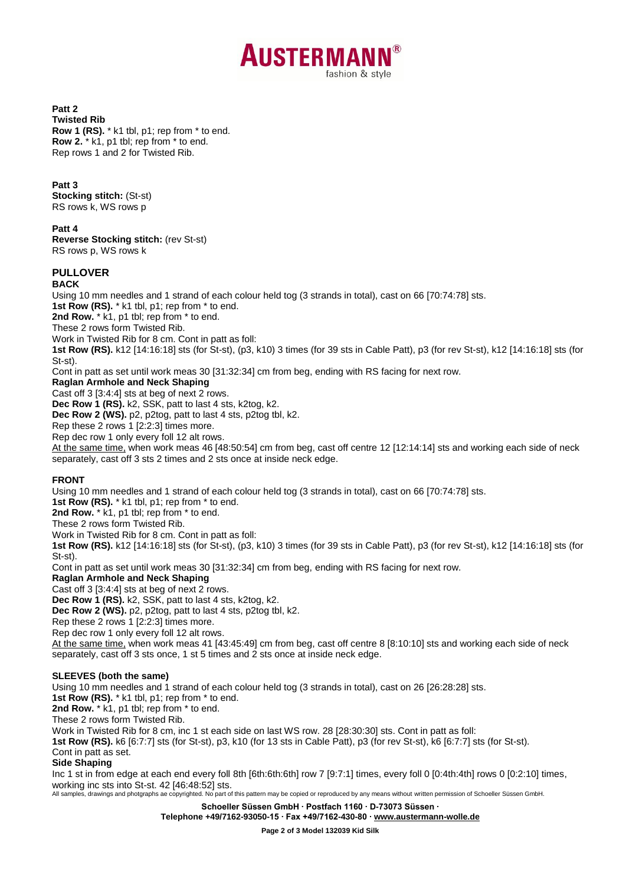**Patt 2**
**Twisted Rib**
**Row 1 (RS).** * k1 tbl, p1; rep from * to end.
**Row 2.** * k1, p1 tbl; rep from * to end.
Rep rows 1 and 2 for Twisted Rib.

**Patt 3**
**Stocking stitch:** (St-st)
RS rows k, WS rows p

**Patt 4**
**Reverse Stocking stitch:** (rev St-st)
RS rows p, WS rows k

## PULLOVER

### BACK

Using 10 mm needles and 1 strand of each colour held tog (3 strands in total), cast on 66 [70:74:78] sts.
**1st Row (RS).** * k1 tbl, p1; rep from * to end.
**2nd Row.** * k1, p1 tbl; rep from * to end.
These 2 rows form Twisted Rib.
Work in Twisted Rib for 8 cm. Cont in patt as foll:
**1st Row (RS).** k12 [14:16:18] sts (for St-st), (p3, k10) 3 times (for 39 sts in Cable Patt), p3 (for rev St-st), k12 [14:16:18] sts (for St-st).
Cont in patt as set until work meas 30 [31:32:34] cm from beg, ending with RS facing for next row.
**Raglan Armhole and Neck Shaping**
Cast off 3 [3:4:4] sts at beg of next 2 rows.
**Dec Row 1 (RS).** k2, SSK, patt to last 4 sts, k2tog, k2.
**Dec Row 2 (WS).** p2, p2tog, patt to last 4 sts, p2tog tbl, k2.
Rep these 2 rows 1 [2:2:3] times more.
Rep dec row 1 only every foll 12 alt rows.
At the same time, when work meas 46 [48:50:54] cm from beg, cast off centre 12 [12:14:14] sts and working each side of neck separately, cast off 3 sts 2 times and 2 sts once at inside neck edge.

### FRONT

Using 10 mm needles and 1 strand of each colour held tog (3 strands in total), cast on 66 [70:74:78] sts.
**1st Row (RS).** * k1 tbl, p1; rep from * to end.
**2nd Row.** * k1, p1 tbl; rep from * to end.
These 2 rows form Twisted Rib.
Work in Twisted Rib for 8 cm. Cont in patt as foll:
**1st Row (RS).** k12 [14:16:18] sts (for St-st), (p3, k10) 3 times (for 39 sts in Cable Patt), p3 (for rev St-st), k12 [14:16:18] sts (for St-st).
Cont in patt as set until work meas 30 [31:32:34] cm from beg, ending with RS facing for next row.
**Raglan Armhole and Neck Shaping**
Cast off 3 [3:4:4] sts at beg of next 2 rows.
**Dec Row 1 (RS).** k2, SSK, patt to last 4 sts, k2tog, k2.
**Dec Row 2 (WS).** p2, p2tog, patt to last 4 sts, p2tog tbl, k2.
Rep these 2 rows 1 [2:2:3] times more.
Rep dec row 1 only every foll 12 alt rows.
At the same time, when work meas 41 [43:45:49] cm from beg, cast off centre 8 [8:10:10] sts and working each side of neck separately, cast off 3 sts once, 1 st 5 times and 2 sts once at inside neck edge.

### SLEEVES (both the same)

Using 10 mm needles and 1 strand of each colour held tog (3 strands in total), cast on 26 [26:28:28] sts.
**1st Row (RS).** * k1 tbl, p1; rep from * to end.
**2nd Row.** * k1, p1 tbl; rep from * to end.
These 2 rows form Twisted Rib.
Work in Twisted Rib for 8 cm, inc 1 st each side on last WS row. 28 [28:30:30] sts. Cont in patt as foll:
**1st Row (RS).** k6 [6:7:7] sts (for St-st), p3, k10 (for 13 sts in Cable Patt), p3 (for rev St-st), k6 [6:7:7] sts (for St-st).
Cont in patt as set.
**Side Shaping**
Inc 1 st in from edge at each end every foll 8th [6th:6th:6th] row 7 [9:7:1] times, every foll 0 [0:4th:4th] rows 0 [0:2:10] times, working inc sts into St-st. 42 [46:48:52] sts.

All samples, drawings and photgraphs ae copyrighted. No part of this pattern may be copied or reproduced by any means without written permission of Schoeller Süssen GmbH.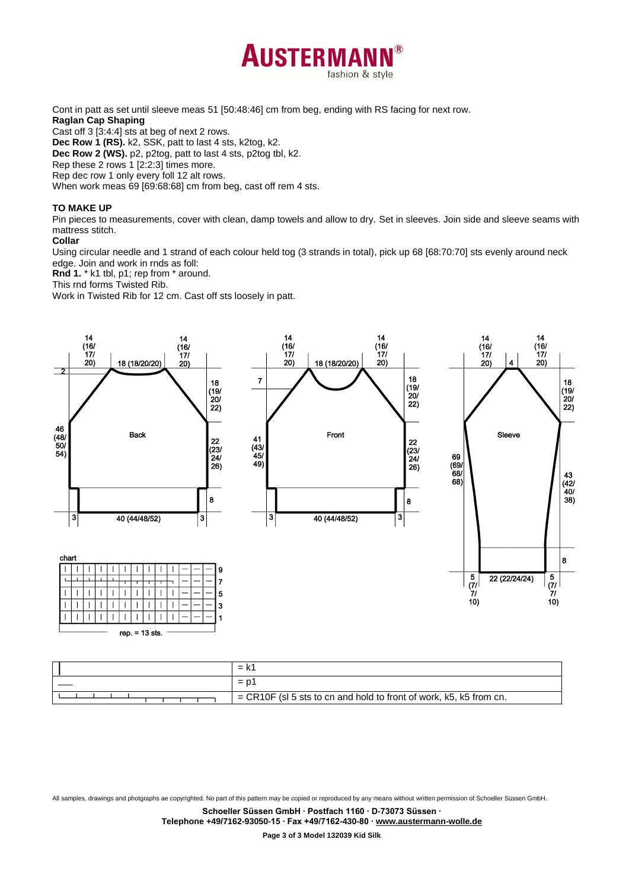Cont in patt as set until sleeve meas 51 [50:48:46] cm from beg, ending with RS facing for next row.

**Raglan Cap Shaping**

Cast off 3 [3:4:4] sts at beg of next 2 rows.

**Dec Row 1 (RS).** k2, SSK, patt to last 4 sts, k2tog, k2.

**Dec Row 2 (WS).** p2, p2tog, patt to last 4 sts, p2tog tbl, k2.

Rep these 2 rows 1 [2:2:3] times more.

Rep dec row 1 only every foll 12 alt rows.

When work meas 69 [69:68:68] cm from beg, cast off rem 4 sts.

**TO MAKE UP**

Pin pieces to measurements, cover with clean, damp towels and allow to dry. Set in sleeves. Join side and sleeve seams with mattress stitch.

**Collar**

Using circular needle and 1 strand of each colour held tog (3 strands in total), pick up 68 [68:70:70] sts evenly around neck edge. Join and work in rnds as foll:

**Rnd 1.** * k1 tbl, p1; rep from * around.

This rnd forms Twisted Rib.

Work in Twisted Rib for 12 cm. Cast off sts loosely in patt.

Back
14 (16/ 17/ 20)
18 (18/20/20)
14 (16/ 17/ 20)
2
18 (19/ 20/ 22)
46 (48/ 50/ 54)
22 (23/ 24/ 26)
8
3
40 (44/48/52)
3

Front
14 (16/ 17/ 20)
18 (18/20/20)
14 (16/ 17/ 20)
7
18 (19/ 20/ 22)
41 (43/ 45/ 49)
22 (23/ 24/ 26)
8
3
40 (44/48/52)
3

Sleeve
14 (16/ 17/ 20)
4
14 (16/ 17/ 20)
18 (19/ 20/ 22)
69 (69/ 68/ 68)
43 (42/ 40/ 38)
8
5 (7/ 7/ 10)
22 (22/24/24)
5 (7/ 7/ 10)

chart
9
7
5
3
1
rep. = 13 sts.

| | |
|---|---|
| \| | = k1 |
| — | = p1 |
| (cable symbol) | = CR10F (sl 5 sts to cn and hold to front of work, k5, k5 from cn. |

All samples, drawings and photgraphs ae copyrighted. No part of this pattern may be copied or reproduced by any means without written permission of Schoeller Süssen GmbH.

**Schoeller Süssen GmbH · Postfach 1160 · D-73073 Süssen ·**
**Telephone +49/7162-93050-15 · Fax +49/7162-430-80 · www.austermann-wolle.de**

**Page 3 of 3 Model 132039 Kid Silk**